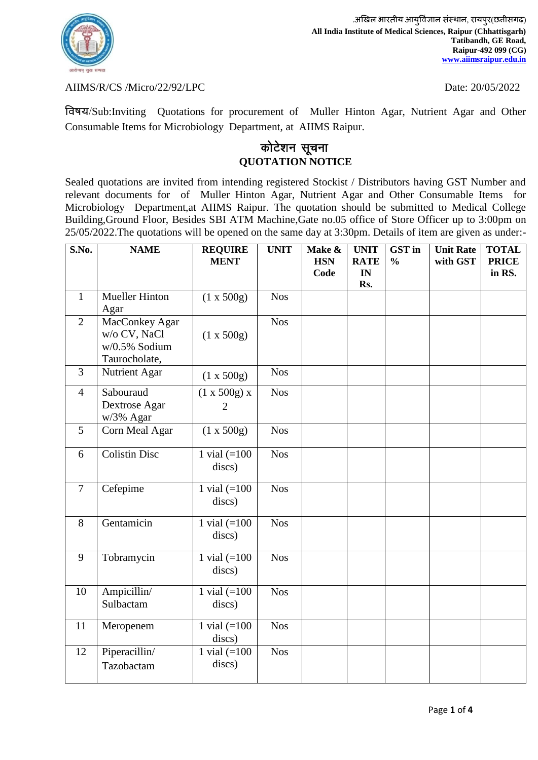.अखिल भारतीय आयुर्विज्ञान संस्थान, रायपुर(छत्तीसगढ़)
**All India Institute of Medical Sciences, Raipur (Chhattisgarh)**
**Tatibandh, GE Road,**
**Raipur-492 099 (CG)**
**www.aiimsraipur.edu.in**

AIIMS/R/CS /Micro/22/92/LPC

Date: 20/05/2022

विषय/Sub:Inviting Quotations for procurement of Muller Hinton Agar, Nutrient Agar and Other Consumable Items for Microbiology Department, at AIIMS Raipur.

## कोटेशन सूचना
## QUOTATION NOTICE

Sealed quotations are invited from intending registered Stockist / Distributors having GST Number and relevant documents for of Muller Hinton Agar, Nutrient Agar and Other Consumable Items for Microbiology Department,at AIIMS Raipur. The quotation should be submitted to Medical College Building,Ground Floor, Besides SBI ATM Machine,Gate no.05 office of Store Officer up to 3:00pm on 25/05/2022.The quotations will be opened on the same day at 3:30pm. Details of item are given as under:-

| S.No. | NAME | REQUIREMENT | UNIT | Make & HSN Code | UNIT RATE IN Rs. | GST in % | Unit Rate with GST | TOTAL PRICE in RS. |
|---|---|---|---|---|---|---|---|---|
| 1 | Mueller Hinton Agar | (1 x 500g) | Nos | | | | | |
| 2 | MacConkey Agar w/o CV, NaCl w/0.5% Sodium Taurocholate, | (1 x 500g) | Nos | | | | | |
| 3 | Nutrient Agar | (1 x 500g) | Nos | | | | | |
| 4 | Sabouraud Dextrose Agar w/3% Agar | (1 x 500g) x 2 | Nos | | | | | |
| 5 | Corn Meal Agar | (1 x 500g) | Nos | | | | | |
| 6 | Colistin Disc | 1 vial (=100 discs) | Nos | | | | | |
| 7 | Cefepime | 1 vial (=100 discs) | Nos | | | | | |
| 8 | Gentamicin | 1 vial (=100 discs) | Nos | | | | | |
| 9 | Tobramycin | 1 vial (=100 discs) | Nos | | | | | |
| 10 | Ampicillin/ Sulbactam | 1 vial (=100 discs) | Nos | | | | | |
| 11 | Meropenem | 1 vial (=100 discs) | Nos | | | | | |
| 12 | Piperacillin/ Tazobactam | 1 vial (=100 discs) | Nos | | | | | |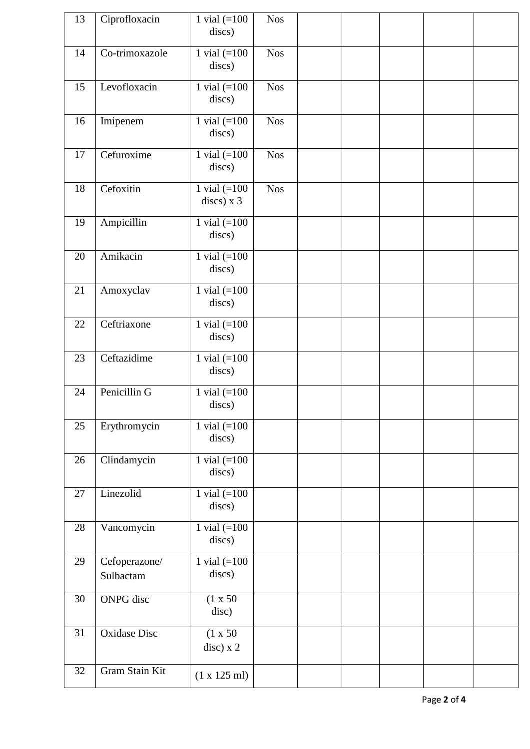| | | | | | | | | |
|---|---|---|---|---|---|---|---|---|
| 13 | Ciprofloxacin | 1 vial (=100 discs) | Nos | | | | | |
| 14 | Co-trimoxazole | 1 vial (=100 discs) | Nos | | | | | |
| 15 | Levofloxacin | 1 vial (=100 discs) | Nos | | | | | |
| 16 | Imipenem | 1 vial (=100 discs) | Nos | | | | | |
| 17 | Cefuroxime | 1 vial (=100 discs) | Nos | | | | | |
| 18 | Cefoxitin | 1 vial (=100 discs) x 3 | Nos | | | | | |
| 19 | Ampicillin | 1 vial (=100 discs) | | | | | | |
| 20 | Amikacin | 1 vial (=100 discs) | | | | | | |
| 21 | Amoxyclav | 1 vial (=100 discs) | | | | | | |
| 22 | Ceftriaxone | 1 vial (=100 discs) | | | | | | |
| 23 | Ceftazidime | 1 vial (=100 discs) | | | | | | |
| 24 | Penicillin G | 1 vial (=100 discs) | | | | | | |
| 25 | Erythromycin | 1 vial (=100 discs) | | | | | | |
| 26 | Clindamycin | 1 vial (=100 discs) | | | | | | |
| 27 | Linezolid | 1 vial (=100 discs) | | | | | | |
| 28 | Vancomycin | 1 vial (=100 discs) | | | | | | |
| 29 | Cefoperazone/ Sulbactam | 1 vial (=100 discs) | | | | | | |
| 30 | ONPG disc | (1 x 50 disc) | | | | | | |
| 31 | Oxidase Disc | (1 x 50 disc) x 2 | | | | | | |
| 32 | Gram Stain Kit | (1 x 125 ml) | | | | | | |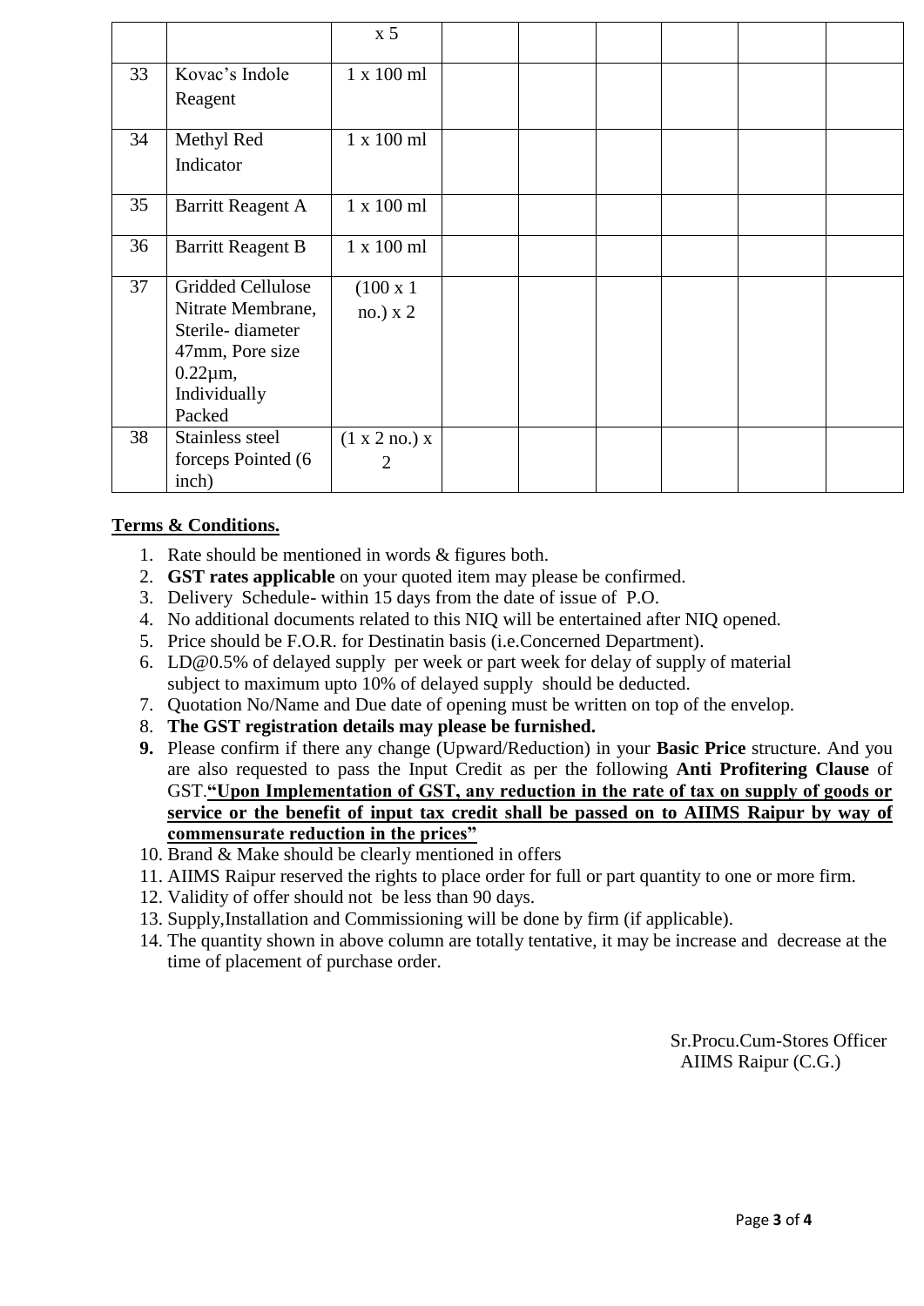|  |  | x 5 |  |  |  |  |  |  |
|---|---|---|---|---|---|---|---|---|
| 33 | Kovac's Indole Reagent | 1 x 100 ml |  |  |  |  |  |  |
| 34 | Methyl Red Indicator | 1 x 100 ml |  |  |  |  |  |  |
| 35 | Barritt Reagent A | 1 x 100 ml |  |  |  |  |  |  |
| 36 | Barritt Reagent B | 1 x 100 ml |  |  |  |  |  |  |
| 37 | Gridded Cellulose Nitrate Membrane, Sterile- diameter 47mm, Pore size 0.22µm, Individually Packed | (100 x 1 no.) x 2 |  |  |  |  |  |  |
| 38 | Stainless steel forceps Pointed (6 inch) | (1 x 2 no.) x 2 |  |  |  |  |  |  |

**Terms & Conditions.**

1. Rate should be mentioned in words & figures both.
2. **GST rates applicable** on your quoted item may please be confirmed.
3. Delivery Schedule- within 15 days from the date of issue of P.O.
4. No additional documents related to this NIQ will be entertained after NIQ opened.
5. Price should be F.O.R. for Destinatin basis (i.e.Concerned Department).
6. LD@0.5% of delayed supply per week or part week for delay of supply of material subject to maximum upto 10% of delayed supply should be deducted.
7. Quotation No/Name and Due date of opening must be written on top of the envelop.
8. **The GST registration details may please be furnished.**
9. Please confirm if there any change (Upward/Reduction) in your **Basic Price** structure. And you are also requested to pass the Input Credit as per the following **Anti Profitering Clause** of GST.**"Upon Implementation of GST, any reduction in the rate of tax on supply of goods or service or the benefit of input tax credit shall be passed on to AIIMS Raipur by way of commensurate reduction in the prices"**
10. Brand & Make should be clearly mentioned in offers
11. AIIMS Raipur reserved the rights to place order for full or part quantity to one or more firm.
12. Validity of offer should not be less than 90 days.
13. Supply,Installation and Commissioning will be done by firm (if applicable).
14. The quantity shown in above column are totally tentative, it may be increase and decrease at the time of placement of purchase order.

Sr.Procu.Cum-Stores Officer
AIIMS Raipur (C.G.)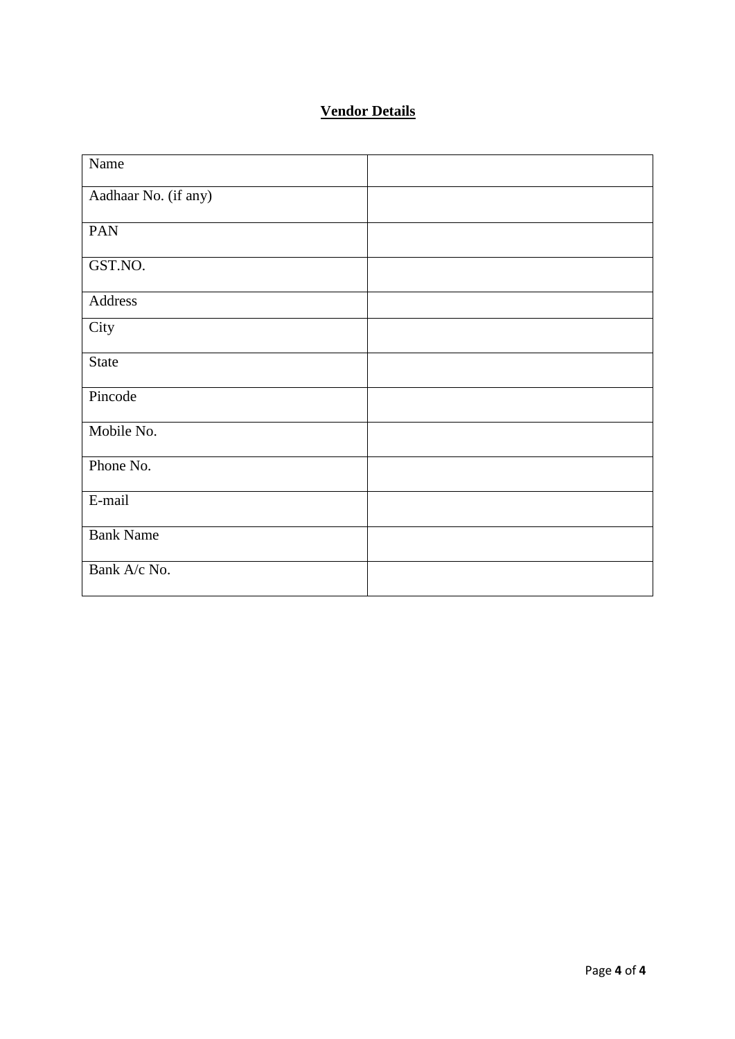**Vendor Details**

| | |
|---|---|
| Name | |
| Aadhaar No. (if any) | |
| PAN | |
| GST.NO. | |
| Address | |
| City | |
| State | |
| Pincode | |
| Mobile No. | |
| Phone No. | |
| E-mail | |
| Bank Name | |
| Bank A/c No. | |